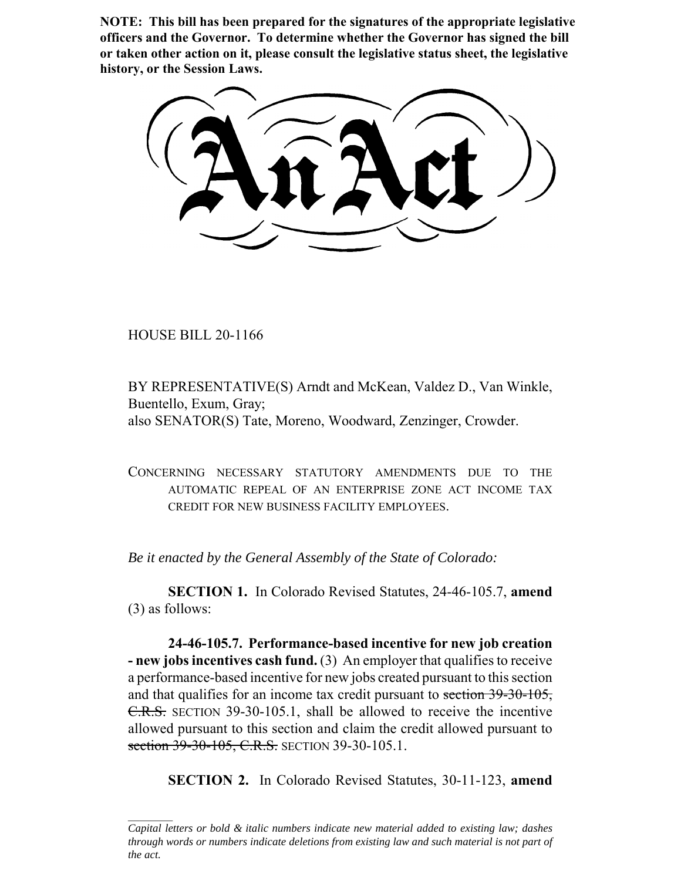**NOTE: This bill has been prepared for the signatures of the appropriate legislative officers and the Governor. To determine whether the Governor has signed the bill or taken other action on it, please consult the legislative status sheet, the legislative history, or the Session Laws.**

# An Act

HOUSE BILL 20-1166

BY REPRESENTATIVE(S) Arndt and McKean, Valdez D., Van Winkle, Buentello, Exum, Gray;
also SENATOR(S) Tate, Moreno, Woodward, Zenzinger, Crowder.

CONCERNING NECESSARY STATUTORY AMENDMENTS DUE TO THE AUTOMATIC REPEAL OF AN ENTERPRISE ZONE ACT INCOME TAX CREDIT FOR NEW BUSINESS FACILITY EMPLOYEES.

*Be it enacted by the General Assembly of the State of Colorado:*

**SECTION 1.** In Colorado Revised Statutes, 24-46-105.7, **amend** (3) as follows:

**24-46-105.7. Performance-based incentive for new job creation - new jobs incentives cash fund.** (3) An employer that qualifies to receive a performance-based incentive for new jobs created pursuant to this section and that qualifies for an income tax credit pursuant to ~~section 39-30-105, C.R.S.~~ SECTION 39-30-105.1, shall be allowed to receive the incentive allowed pursuant to this section and claim the credit allowed pursuant to ~~section 39-30-105, C.R.S.~~ SECTION 39-30-105.1.

**SECTION 2.** In Colorado Revised Statutes, 30-11-123, **amend**

*Capital letters or bold & italic numbers indicate new material added to existing law; dashes through words or numbers indicate deletions from existing law and such material is not part of the act.*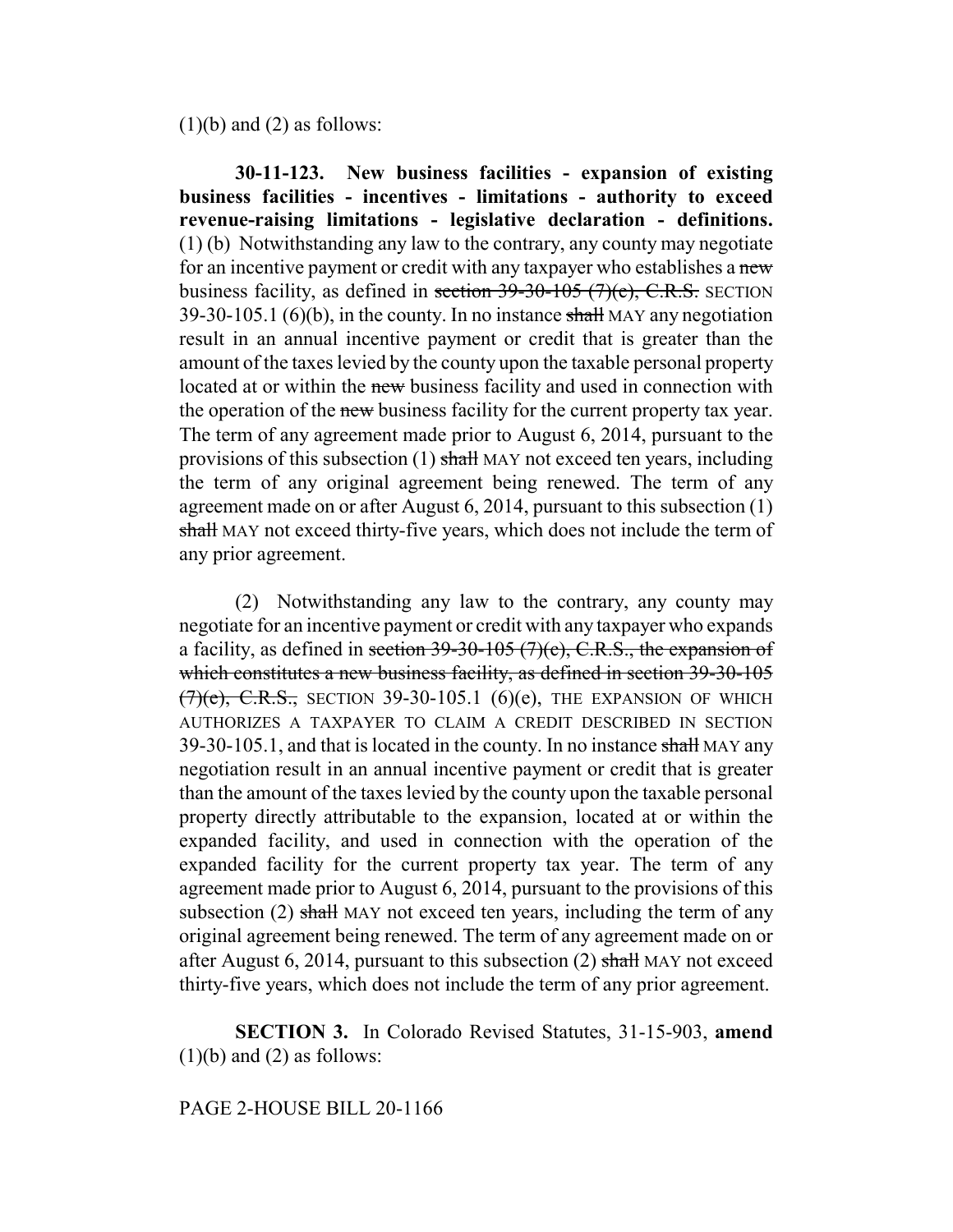(1)(b) and (2) as follows:

**30-11-123. New business facilities - expansion of existing business facilities - incentives - limitations - authority to exceed revenue-raising limitations - legislative declaration - definitions.** (1) (b) Notwithstanding any law to the contrary, any county may negotiate for an incentive payment or credit with any taxpayer who establishes a ~~new~~ business facility, as defined in ~~section 39-30-105 (7)(e), C.R.S.~~ SECTION 39-30-105.1 (6)(b), in the county. In no instance ~~shall~~ MAY any negotiation result in an annual incentive payment or credit that is greater than the amount of the taxes levied by the county upon the taxable personal property located at or within the ~~new~~ business facility and used in connection with the operation of the ~~new~~ business facility for the current property tax year. The term of any agreement made prior to August 6, 2014, pursuant to the provisions of this subsection (1) ~~shall~~ MAY not exceed ten years, including the term of any original agreement being renewed. The term of any agreement made on or after August 6, 2014, pursuant to this subsection (1) ~~shall~~ MAY not exceed thirty-five years, which does not include the term of any prior agreement.

(2) Notwithstanding any law to the contrary, any county may negotiate for an incentive payment or credit with any taxpayer who expands a facility, as defined in ~~section 39-30-105 (7)(c), C.R.S., the expansion of which constitutes a new business facility, as defined in section 39-30-105 (7)(e), C.R.S.,~~ SECTION 39-30-105.1 (6)(e), THE EXPANSION OF WHICH AUTHORIZES A TAXPAYER TO CLAIM A CREDIT DESCRIBED IN SECTION 39-30-105.1, and that is located in the county. In no instance ~~shall~~ MAY any negotiation result in an annual incentive payment or credit that is greater than the amount of the taxes levied by the county upon the taxable personal property directly attributable to the expansion, located at or within the expanded facility, and used in connection with the operation of the expanded facility for the current property tax year. The term of any agreement made prior to August 6, 2014, pursuant to the provisions of this subsection (2) ~~shall~~ MAY not exceed ten years, including the term of any original agreement being renewed. The term of any agreement made on or after August 6, 2014, pursuant to this subsection (2) ~~shall~~ MAY not exceed thirty-five years, which does not include the term of any prior agreement.

**SECTION 3.** In Colorado Revised Statutes, 31-15-903, **amend** (1)(b) and (2) as follows: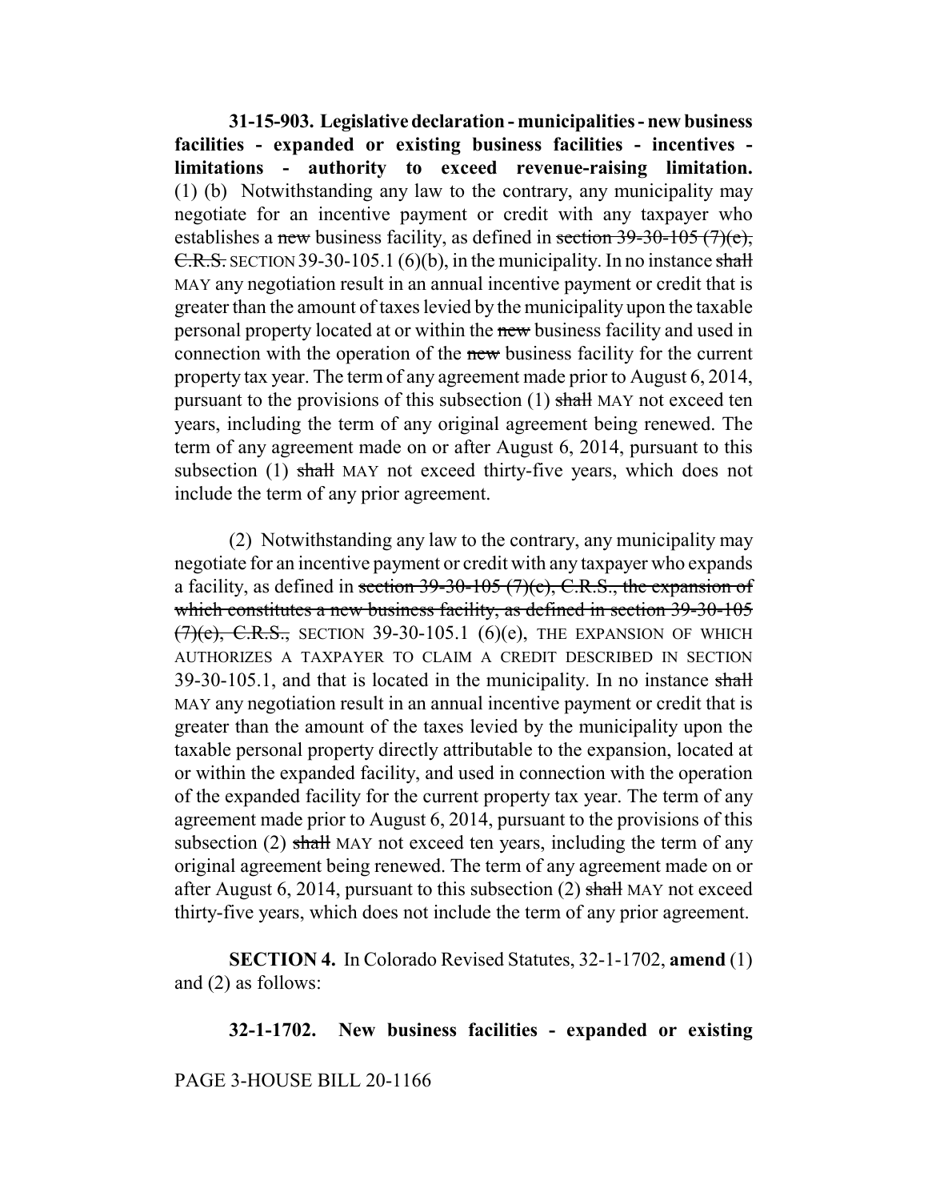**31-15-903. Legislative declaration - municipalities - new business facilities - expanded or existing business facilities - incentives - limitations - authority to exceed revenue-raising limitation.** (1) (b) Notwithstanding any law to the contrary, any municipality may negotiate for an incentive payment or credit with any taxpayer who establishes a ~~new~~ business facility, as defined in ~~section 39-30-105 (7)(e), C.R.S.~~ SECTION 39-30-105.1 (6)(b), in the municipality. In no instance ~~shall~~ MAY any negotiation result in an annual incentive payment or credit that is greater than the amount of taxes levied by the municipality upon the taxable personal property located at or within the ~~new~~ business facility and used in connection with the operation of the ~~new~~ business facility for the current property tax year. The term of any agreement made prior to August 6, 2014, pursuant to the provisions of this subsection (1) ~~shall~~ MAY not exceed ten years, including the term of any original agreement being renewed. The term of any agreement made on or after August 6, 2014, pursuant to this subsection (1) ~~shall~~ MAY not exceed thirty-five years, which does not include the term of any prior agreement.

(2) Notwithstanding any law to the contrary, any municipality may negotiate for an incentive payment or credit with any taxpayer who expands a facility, as defined in ~~section 39-30-105 (7)(c), C.R.S., the expansion of which constitutes a new business facility, as defined in section 39-30-105 (7)(e), C.R.S.,~~ SECTION 39-30-105.1 (6)(e), THE EXPANSION OF WHICH AUTHORIZES A TAXPAYER TO CLAIM A CREDIT DESCRIBED IN SECTION 39-30-105.1, and that is located in the municipality. In no instance ~~shall~~ MAY any negotiation result in an annual incentive payment or credit that is greater than the amount of the taxes levied by the municipality upon the taxable personal property directly attributable to the expansion, located at or within the expanded facility, and used in connection with the operation of the expanded facility for the current property tax year. The term of any agreement made prior to August 6, 2014, pursuant to the provisions of this subsection (2) ~~shall~~ MAY not exceed ten years, including the term of any original agreement being renewed. The term of any agreement made on or after August 6, 2014, pursuant to this subsection (2) ~~shall~~ MAY not exceed thirty-five years, which does not include the term of any prior agreement.

**SECTION 4.** In Colorado Revised Statutes, 32-1-1702, **amend** (1) and (2) as follows:

**32-1-1702. New business facilities - expanded or existing**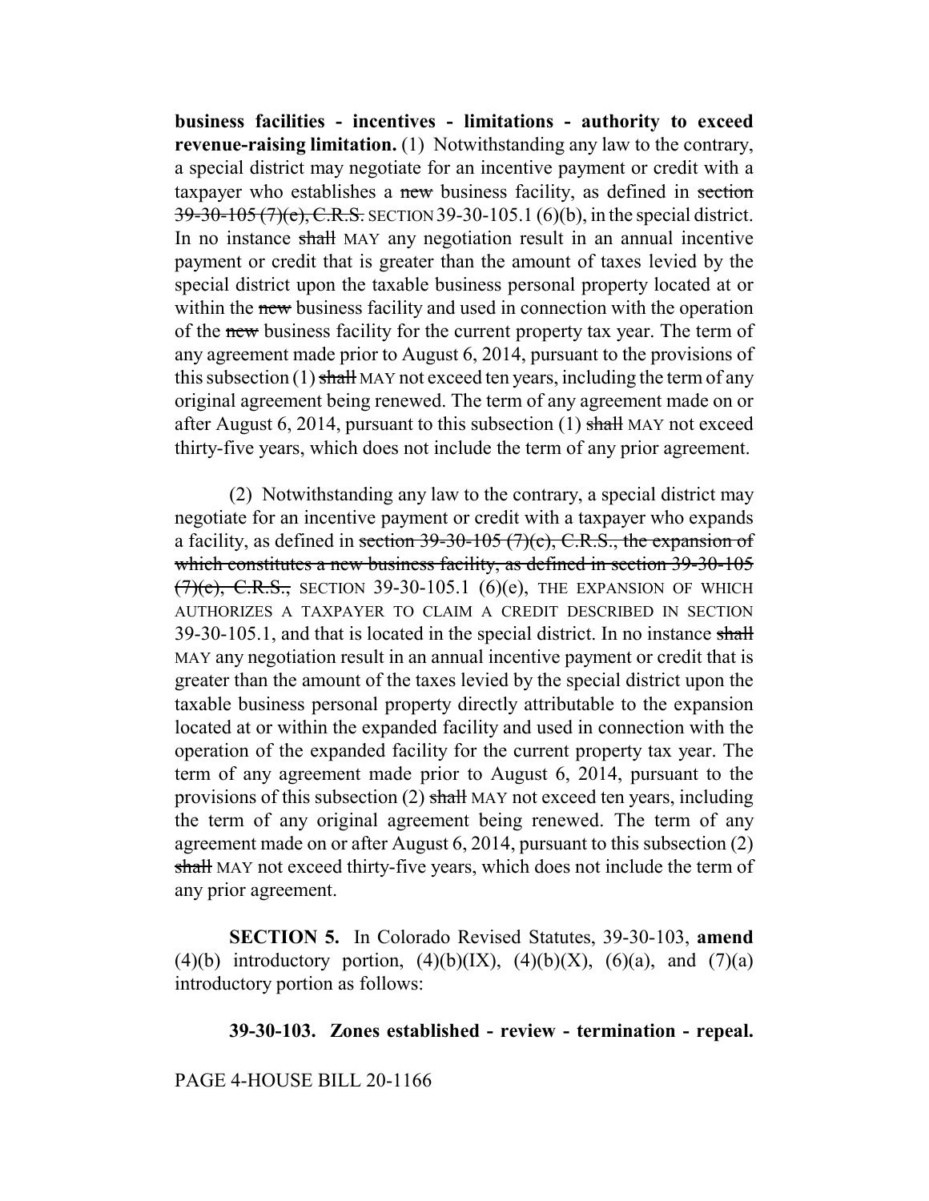**business facilities - incentives - limitations - authority to exceed revenue-raising limitation.** (1) Notwithstanding any law to the contrary, a special district may negotiate for an incentive payment or credit with a taxpayer who establishes a ~~new~~ business facility, as defined in ~~section 39-30-105 (7)(e), C.R.S.~~ SECTION 39-30-105.1 (6)(b), in the special district. In no instance ~~shall~~ MAY any negotiation result in an annual incentive payment or credit that is greater than the amount of taxes levied by the special district upon the taxable business personal property located at or within the ~~new~~ business facility and used in connection with the operation of the ~~new~~ business facility for the current property tax year. The term of any agreement made prior to August 6, 2014, pursuant to the provisions of this subsection (1) ~~shall~~ MAY not exceed ten years, including the term of any original agreement being renewed. The term of any agreement made on or after August 6, 2014, pursuant to this subsection (1) ~~shall~~ MAY not exceed thirty-five years, which does not include the term of any prior agreement.

(2) Notwithstanding any law to the contrary, a special district may negotiate for an incentive payment or credit with a taxpayer who expands a facility, as defined in ~~section 39-30-105 (7)(c), C.R.S., the expansion of which constitutes a new business facility, as defined in section 39-30-105 (7)(e), C.R.S.,~~ SECTION 39-30-105.1 (6)(e), THE EXPANSION OF WHICH AUTHORIZES A TAXPAYER TO CLAIM A CREDIT DESCRIBED IN SECTION 39-30-105.1, and that is located in the special district. In no instance ~~shall~~ MAY any negotiation result in an annual incentive payment or credit that is greater than the amount of the taxes levied by the special district upon the taxable business personal property directly attributable to the expansion located at or within the expanded facility and used in connection with the operation of the expanded facility for the current property tax year. The term of any agreement made prior to August 6, 2014, pursuant to the provisions of this subsection (2) ~~shall~~ MAY not exceed ten years, including the term of any original agreement being renewed. The term of any agreement made on or after August 6, 2014, pursuant to this subsection (2) ~~shall~~ MAY not exceed thirty-five years, which does not include the term of any prior agreement.

**SECTION 5.** In Colorado Revised Statutes, 39-30-103, **amend** (4)(b) introductory portion, (4)(b)(IX), (4)(b)(X), (6)(a), and (7)(a) introductory portion as follows:

**39-30-103. Zones established - review - termination - repeal.**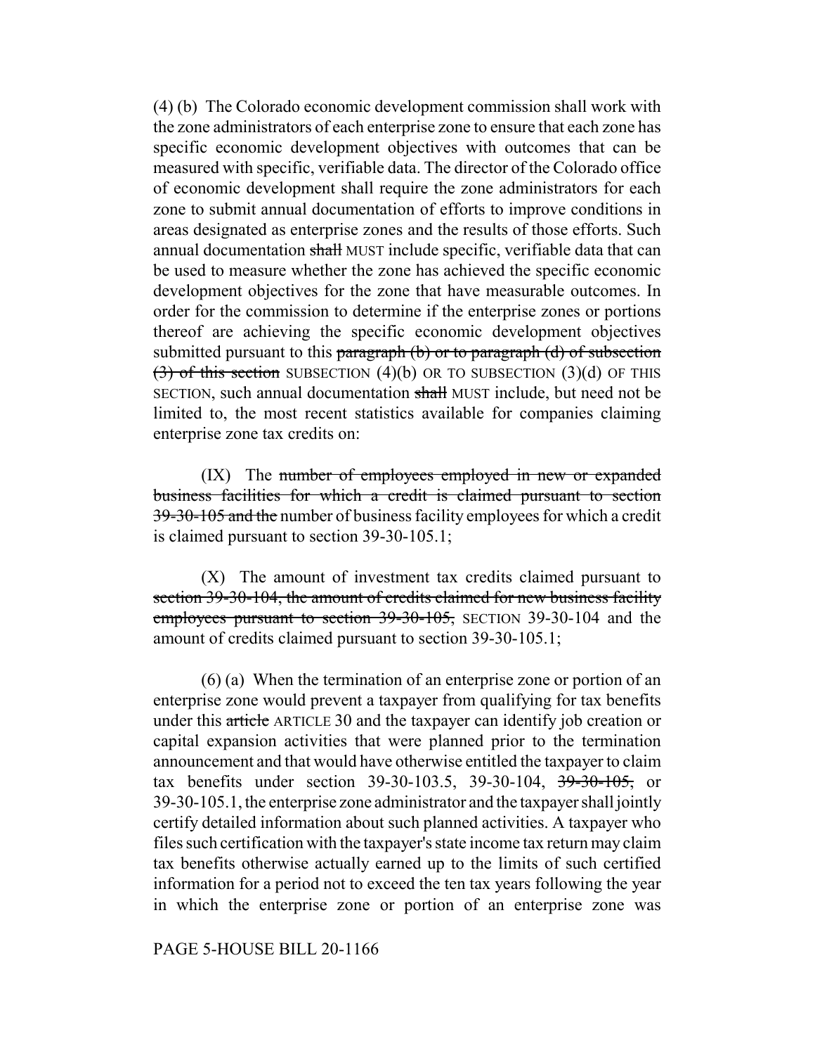(4) (b) The Colorado economic development commission shall work with the zone administrators of each enterprise zone to ensure that each zone has specific economic development objectives with outcomes that can be measured with specific, verifiable data. The director of the Colorado office of economic development shall require the zone administrators for each zone to submit annual documentation of efforts to improve conditions in areas designated as enterprise zones and the results of those efforts. Such annual documentation ~~shall~~ MUST include specific, verifiable data that can be used to measure whether the zone has achieved the specific economic development objectives for the zone that have measurable outcomes. In order for the commission to determine if the enterprise zones or portions thereof are achieving the specific economic development objectives submitted pursuant to this ~~paragraph (b) or to paragraph (d) of subsection (3) of this section~~ SUBSECTION (4)(b) OR TO SUBSECTION (3)(d) OF THIS SECTION, such annual documentation ~~shall~~ MUST include, but need not be limited to, the most recent statistics available for companies claiming enterprise zone tax credits on:

(IX) The ~~number of employees employed in new or expanded business facilities for which a credit is claimed pursuant to section 39-30-105 and the~~ number of business facility employees for which a credit is claimed pursuant to section 39-30-105.1;

(X) The amount of investment tax credits claimed pursuant to ~~section 39-30-104, the amount of credits claimed for new business facility employees pursuant to section 39-30-105,~~ SECTION 39-30-104 and the amount of credits claimed pursuant to section 39-30-105.1;

(6) (a) When the termination of an enterprise zone or portion of an enterprise zone would prevent a taxpayer from qualifying for tax benefits under this ~~article~~ ARTICLE 30 and the taxpayer can identify job creation or capital expansion activities that were planned prior to the termination announcement and that would have otherwise entitled the taxpayer to claim tax benefits under section 39-30-103.5, 39-30-104, ~~39-30-105,~~ or 39-30-105.1, the enterprise zone administrator and the taxpayer shall jointly certify detailed information about such planned activities. A taxpayer who files such certification with the taxpayer's state income tax return may claim tax benefits otherwise actually earned up to the limits of such certified information for a period not to exceed the ten tax years following the year in which the enterprise zone or portion of an enterprise zone was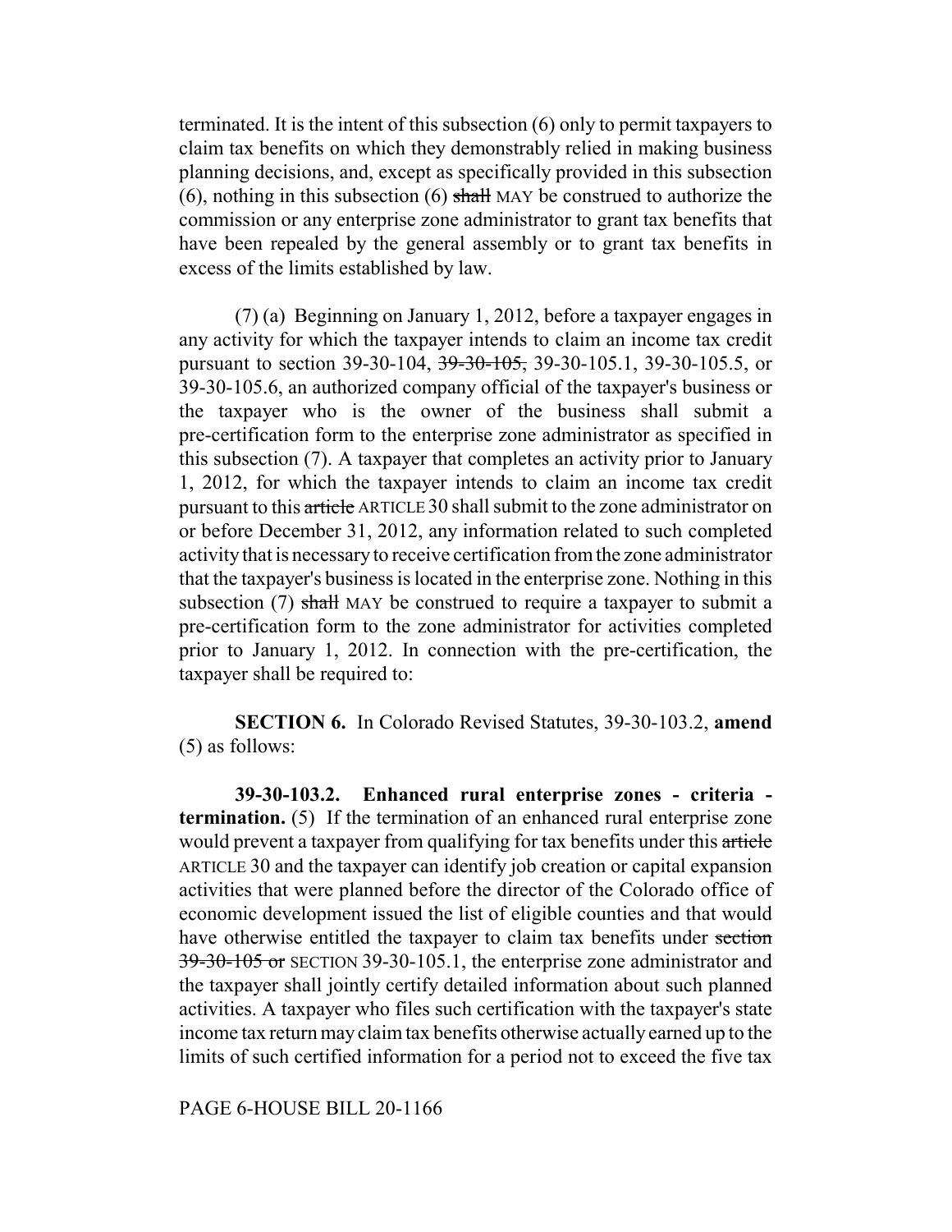terminated. It is the intent of this subsection (6) only to permit taxpayers to claim tax benefits on which they demonstrably relied in making business planning decisions, and, except as specifically provided in this subsection (6), nothing in this subsection (6) ~~shall~~ MAY be construed to authorize the commission or any enterprise zone administrator to grant tax benefits that have been repealed by the general assembly or to grant tax benefits in excess of the limits established by law.

(7) (a) Beginning on January 1, 2012, before a taxpayer engages in any activity for which the taxpayer intends to claim an income tax credit pursuant to section 39-30-104, ~~39-30-105,~~ 39-30-105.1, 39-30-105.5, or 39-30-105.6, an authorized company official of the taxpayer's business or the taxpayer who is the owner of the business shall submit a pre-certification form to the enterprise zone administrator as specified in this subsection (7). A taxpayer that completes an activity prior to January 1, 2012, for which the taxpayer intends to claim an income tax credit pursuant to this ~~article~~ ARTICLE 30 shall submit to the zone administrator on or before December 31, 2012, any information related to such completed activity that is necessary to receive certification from the zone administrator that the taxpayer's business is located in the enterprise zone. Nothing in this subsection (7) ~~shall~~ MAY be construed to require a taxpayer to submit a pre-certification form to the zone administrator for activities completed prior to January 1, 2012. In connection with the pre-certification, the taxpayer shall be required to:

**SECTION 6.** In Colorado Revised Statutes, 39-30-103.2, **amend** (5) as follows:

**39-30-103.2. Enhanced rural enterprise zones - criteria - termination.** (5) If the termination of an enhanced rural enterprise zone would prevent a taxpayer from qualifying for tax benefits under this ~~article~~ ARTICLE 30 and the taxpayer can identify job creation or capital expansion activities that were planned before the director of the Colorado office of economic development issued the list of eligible counties and that would have otherwise entitled the taxpayer to claim tax benefits under ~~section 39-30-105 or~~ SECTION 39-30-105.1, the enterprise zone administrator and the taxpayer shall jointly certify detailed information about such planned activities. A taxpayer who files such certification with the taxpayer's state income tax return may claim tax benefits otherwise actually earned up to the limits of such certified information for a period not to exceed the five tax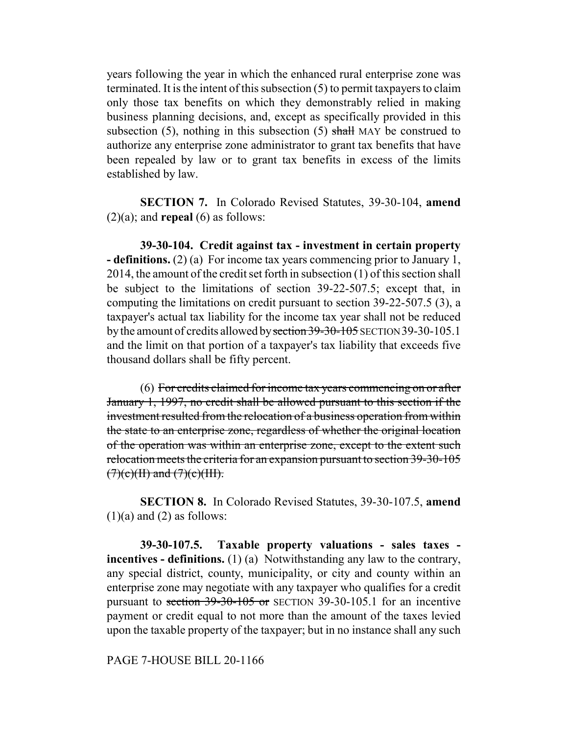years following the year in which the enhanced rural enterprise zone was terminated. It is the intent of this subsection (5) to permit taxpayers to claim only those tax benefits on which they demonstrably relied in making business planning decisions, and, except as specifically provided in this subsection (5), nothing in this subsection (5) ~~shall~~ MAY be construed to authorize any enterprise zone administrator to grant tax benefits that have been repealed by law or to grant tax benefits in excess of the limits established by law.

**SECTION 7.** In Colorado Revised Statutes, 39-30-104, **amend** (2)(a); and **repeal** (6) as follows:

**39-30-104. Credit against tax - investment in certain property - definitions.** (2) (a) For income tax years commencing prior to January 1, 2014, the amount of the credit set forth in subsection (1) of this section shall be subject to the limitations of section 39-22-507.5; except that, in computing the limitations on credit pursuant to section 39-22-507.5 (3), a taxpayer's actual tax liability for the income tax year shall not be reduced by the amount of credits allowed by ~~section 39-30-105~~ SECTION 39-30-105.1 and the limit on that portion of a taxpayer's tax liability that exceeds five thousand dollars shall be fifty percent.

(6) ~~For credits claimed for income tax years commencing on or after January 1, 1997, no credit shall be allowed pursuant to this section if the investment resulted from the relocation of a business operation from within the state to an enterprise zone, regardless of whether the original location of the operation was within an enterprise zone, except to the extent such relocation meets the criteria for an expansion pursuant to section 39-30-105 (7)(c)(II) and (7)(c)(III).~~

**SECTION 8.** In Colorado Revised Statutes, 39-30-107.5, **amend** (1)(a) and (2) as follows:

**39-30-107.5. Taxable property valuations - sales taxes - incentives - definitions.** (1) (a) Notwithstanding any law to the contrary, any special district, county, municipality, or city and county within an enterprise zone may negotiate with any taxpayer who qualifies for a credit pursuant to ~~section 39-30-105 or~~ SECTION 39-30-105.1 for an incentive payment or credit equal to not more than the amount of the taxes levied upon the taxable property of the taxpayer; but in no instance shall any such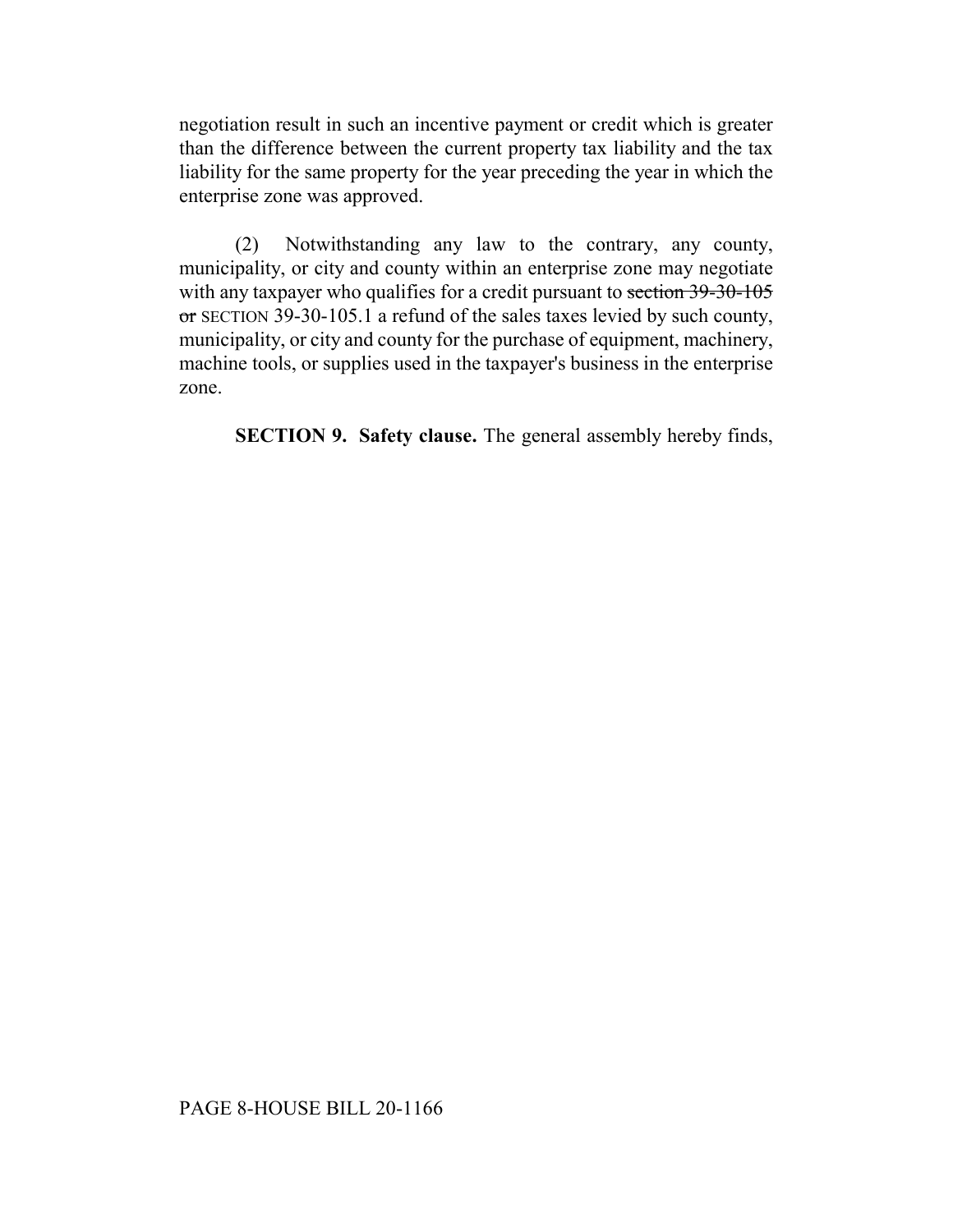negotiation result in such an incentive payment or credit which is greater than the difference between the current property tax liability and the tax liability for the same property for the year preceding the year in which the enterprise zone was approved.

(2) Notwithstanding any law to the contrary, any county, municipality, or city and county within an enterprise zone may negotiate with any taxpayer who qualifies for a credit pursuant to ~~section 39-30-105 or~~ SECTION 39-30-105.1 a refund of the sales taxes levied by such county, municipality, or city and county for the purchase of equipment, machinery, machine tools, or supplies used in the taxpayer's business in the enterprise zone.

**SECTION 9. Safety clause.** The general assembly hereby finds,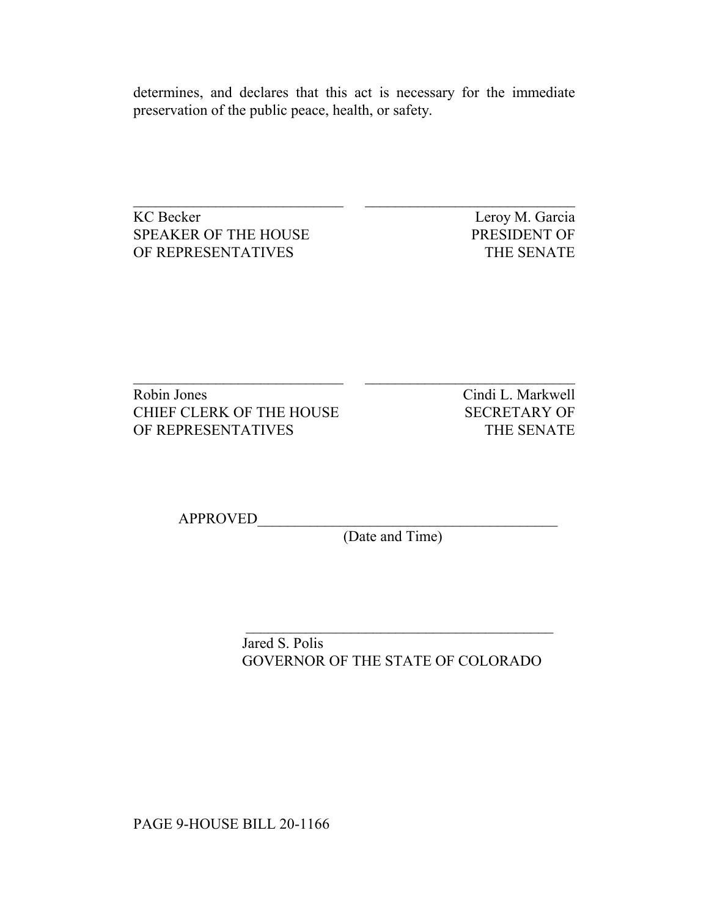determines, and declares that this act is necessary for the immediate preservation of the public peace, health, or safety.

____________________________
KC Becker
SPEAKER OF THE HOUSE
OF REPRESENTATIVES

____________________________
Leroy M. Garcia
PRESIDENT OF
THE SENATE

____________________________
Robin Jones
CHIEF CLERK OF THE HOUSE
OF REPRESENTATIVES

____________________________
Cindi L. Markwell
SECRETARY OF
THE SENATE

APPROVED________________________________________
(Date and Time)

_________________________________________
Jared S. Polis
GOVERNOR OF THE STATE OF COLORADO

PAGE 9-HOUSE BILL 20-1166